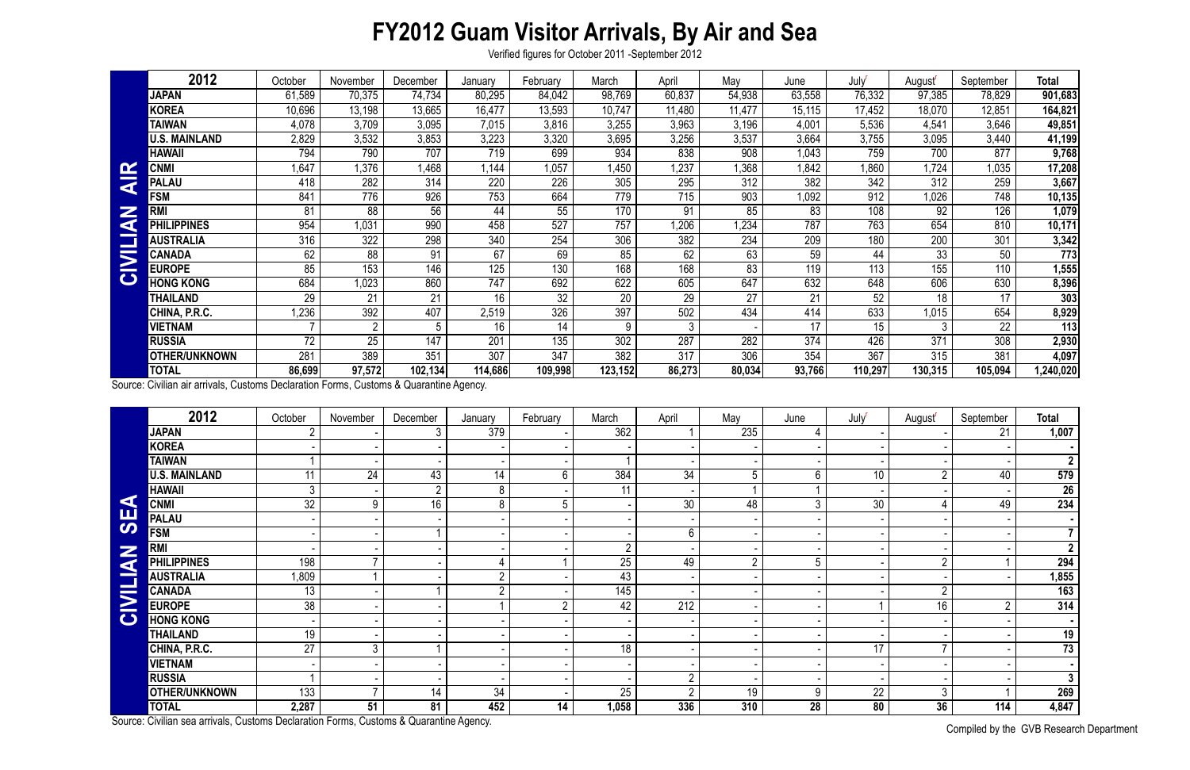# FY2012 Guam Visitor Arrivals, By Air and Sea

Verified figures for October 2011 -September 2012

**CIVILIAN AIR**

| 2012 | October | November | December | January | February | March | April | May | June | July[r] | August[r] | September | Total |
|---|---|---|---|---|---|---|---|---|---|---|---|---|---|
| JAPAN | 61,589 | 70,375 | 74,734 | 80,295 | 84,042 | 98,769 | 60,837 | 54,938 | 63,558 | 76,332 | 97,385 | 78,829 | 901,683 |
| KOREA | 10,696 | 13,198 | 13,665 | 16,477 | 13,593 | 10,747 | 11,480 | 11,477 | 15,115 | 17,452 | 18,070 | 12,851 | 164,821 |
| TAIWAN | 4,078 | 3,709 | 3,095 | 7,015 | 3,816 | 3,255 | 3,963 | 3,196 | 4,001 | 5,536 | 4,541 | 3,646 | 49,851 |
| U.S. MAINLAND | 2,829 | 3,532 | 3,853 | 3,223 | 3,320 | 3,695 | 3,256 | 3,537 | 3,664 | 3,755 | 3,095 | 3,440 | 41,199 |
| HAWAII | 794 | 790 | 707 | 719 | 699 | 934 | 838 | 908 | 1,043 | 759 | 700 | 877 | 9,768 |
| CNMI | 1,647 | 1,376 | 1,468 | 1,144 | 1,057 | 1,450 | 1,237 | 1,368 | 1,842 | 1,860 | 1,724 | 1,035 | 17,208 |
| PALAU | 418 | 282 | 314 | 220 | 226 | 305 | 295 | 312 | 382 | 342 | 312 | 259 | 3,667 |
| FSM | 841 | 776 | 926 | 753 | 664 | 779 | 715 | 903 | 1,092 | 912 | 1,026 | 748 | 10,135 |
| RMI | 81 | 88 | 56 | 44 | 55 | 170 | 91 | 85 | 83 | 108 | 92 | 126 | 1,079 |
| PHILIPPINES | 954 | 1,031 | 990 | 458 | 527 | 757 | 1,206 | 1,234 | 787 | 763 | 654 | 810 | 10,171 |
| AUSTRALIA | 316 | 322 | 298 | 340 | 254 | 306 | 382 | 234 | 209 | 180 | 200 | 301 | 3,342 |
| CANADA | 62 | 88 | 91 | 67 | 69 | 85 | 62 | 63 | 59 | 44 | 33 | 50 | 773 |
| EUROPE | 85 | 153 | 146 | 125 | 130 | 168 | 168 | 83 | 119 | 113 | 155 | 110 | 1,555 |
| HONG KONG | 684 | 1,023 | 860 | 747 | 692 | 622 | 605 | 647 | 632 | 648 | 606 | 630 | 8,396 |
| THAILAND | 29 | 21 | 21 | 16 | 32 | 20 | 29 | 27 | 21 | 52 | 18 | 17 | 303 |
| CHINA, P.R.C. | 1,236 | 392 | 407 | 2,519 | 326 | 397 | 502 | 434 | 414 | 633 | 1,015 | 654 | 8,929 |
| VIETNAM | 7 | 2 | 5 | 16 | 14 | 9 | 3 | - | 17 | 15 | 3 | 22 | 113 |
| RUSSIA | 72 | 25 | 147 | 201 | 135 | 302 | 287 | 282 | 374 | 426 | 371 | 308 | 2,930 |
| OTHER/UNKNOWN | 281 | 389 | 351 | 307 | 347 | 382 | 317 | 306 | 354 | 367 | 315 | 381 | 4,097 |
| TOTAL | 86,699 | 97,572 | 102,134 | 114,686 | 109,998 | 123,152 | 86,273 | 80,034 | 93,766 | 110,297 | 130,315 | 105,094 | 1,240,020 |

Source: Civilian air arrivals, Customs Declaration Forms, Customs & Quarantine Agency.

**CIVILIAN SEA**

| 2012 | October | November | December | January | February | March | April | May | June | July[r] | August[r] | September | Total |
|---|---|---|---|---|---|---|---|---|---|---|---|---|---|
| JAPAN | 2 | - | 3 | 379 | - | 362 | 1 | 235 | 4 | - | - | 21 | 1,007 |
| KOREA | - | - | - | - | - | - | - | - | - | - | - | - | - |
| TAIWAN | 1 | - | - | - | - | 1 | - | - | - | - | - | - | 2 |
| U.S. MAINLAND | 11 | 24 | 43 | 14 | 6 | 384 | 34 | 5 | 6 | 10 | 2 | 40 | 579 |
| HAWAII | 3 | - | 2 | 8 | - | 11 | - | 1 | 1 | - | - | - | 26 |
| CNMI | 32 | 9 | 16 | 8 | 5 | - | 30 | 48 | 3 | 30 | 4 | 49 | 234 |
| PALAU | - | - | - | - | - | - | - | - | - | - | - | - | - |
| FSM | - | - | 1 | - | - | - | 6 | - | - | - | - | - | 7 |
| RMI | - | - | - | - | - | 2 | - | - | - | - | - | - | 2 |
| PHILIPPINES | 198 | 7 | - | 4 | 1 | 25 | 49 | 2 | 5 | - | 2 | 1 | 294 |
| AUSTRALIA | 1,809 | 1 | - | 2 | - | 43 | - | - | - | - | - | - | 1,855 |
| CANADA | 13 | - | 1 | 2 | - | 145 | - | - | - | - | 2 | - | 163 |
| EUROPE | 38 | - | - | 1 | 2 | 42 | 212 | - | - | 1 | 16 | 2 | 314 |
| HONG KONG | - | - | - | - | - | - | - | - | - | - | - | - | - |
| THAILAND | 19 | - | - | - | - | - | - | - | - | - | - | - | 19 |
| CHINA, P.R.C. | 27 | 3 | 1 | - | - | 18 | - | - | - | 17 | 7 | - | 73 |
| VIETNAM | - | - | - | - | - | - | - | - | - | - | - | - | - |
| RUSSIA | 1 | - | - | - | - | - | 2 | - | - | - | - | - | 3 |
| OTHER/UNKNOWN | 133 | 7 | 14 | 34 | - | 25 | 2 | 19 | 9 | 22 | 3 | 1 | 269 |
| TOTAL | 2,287 | 51 | 81 | 452 | 14 | 1,058 | 336 | 310 | 28 | 80 | 36 | 114 | 4,847 |

Source: Civilian sea arrivals, Customs Declaration Forms, Customs & Quarantine Agency.

Compiled by the GVB Research Department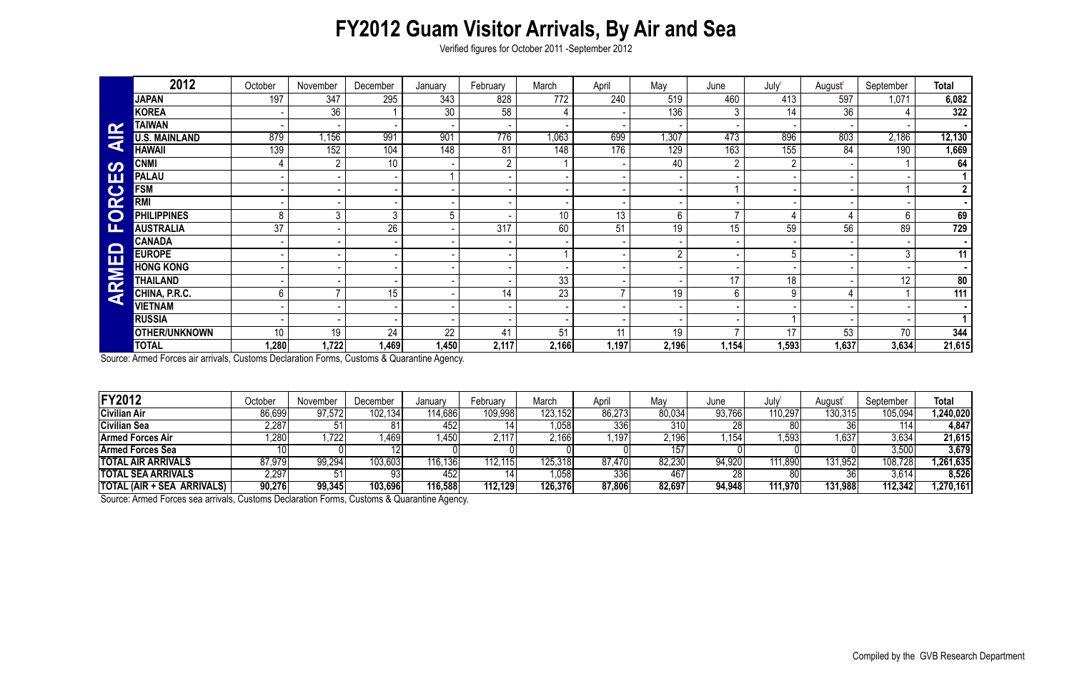# FY2012 Guam Visitor Arrivals, By Air and Sea

Verified figures for October 2011 -September 2012

| | 2012 | October | November | December | January | February | March | April | May | June | July[r] | August[r] | September | Total |
|---|---|---|---|---|---|---|---|---|---|---|---|---|---|---|
| ARMED FORCES AIR | JAPAN | 197 | 347 | 295 | 343 | 828 | 772 | 240 | 519 | 460 | 413 | 597 | 1,071 | 6,082 |
| | KOREA | - | 36 | 1 | 30 | 58 | 4 | - | 136 | 3 | 14 | 36 | 4 | 322 |
| | TAIWAN | - | - | - | - | - | - | - | - | - | - | - | - | - |
| | U.S. MAINLAND | 879 | 1,156 | 991 | 901 | 776 | 1,063 | 699 | 1,307 | 473 | 896 | 803 | 2,186 | 12,130 |
| | HAWAII | 139 | 152 | 104 | 148 | 81 | 148 | 176 | 129 | 163 | 155 | 84 | 190 | 1,669 |
| | CNMI | 4 | 2 | 10 | - | 2 | 1 | - | 40 | 2 | 2 | - | 1 | 64 |
| | PALAU | - | - | - | 1 | - | - | - | - | - | - | - | - | 1 |
| | FSM | - | - | - | - | - | - | - | - | 1 | - | - | 1 | 2 |
| | RMI | - | - | - | - | - | - | - | - | - | - | - | - | - |
| | PHILIPPINES | 8 | 3 | 3 | 5 | - | 10 | 13 | 6 | 7 | 4 | 4 | 6 | 69 |
| | AUSTRALIA | 37 | - | 26 | - | 317 | 60 | 51 | 19 | 15 | 59 | 56 | 89 | 729 |
| | CANADA | - | - | - | - | - | - | - | - | - | - | - | - | - |
| | EUROPE | - | - | - | - | - | 1 | - | 2 | - | 5 | - | 3 | 11 |
| | HONG KONG | - | - | - | - | - | - | - | - | - | - | - | - | - |
| | THAILAND | - | - | - | - | - | 33 | - | - | 17 | 18 | - | 12 | 80 |
| | CHINA, P.R.C. | 6 | 7 | 15 | - | 14 | 23 | 7 | 19 | 6 | 9 | 4 | 1 | 111 |
| | VIETNAM | - | - | - | - | - | - | - | - | - | - | - | - | - |
| | RUSSIA | - | - | - | - | - | - | - | - | - | 1 | - | - | 1 |
| | OTHER/UNKNOWN | 10 | 19 | 24 | 22 | 41 | 51 | 11 | 19 | 7 | 17 | 53 | 70 | 344 |
| | TOTAL | 1,280 | 1,722 | 1,469 | 1,450 | 2,117 | 2,166 | 1,197 | 2,196 | 1,154 | 1,593 | 1,637 | 3,634 | 21,615 |

Source: Armed Forces air arrivals, Customs Declaration Forms, Customs & Quarantine Agency.

| FY2012 | October | November | December | January | February | March | April | May | June | July[r] | August[r] | September | Total |
|---|---|---|---|---|---|---|---|---|---|---|---|---|---|
| Civilian Air | 86,699 | 97,572 | 102,134 | 114,686 | 109,998 | 123,152 | 86,273 | 80,034 | 93,766 | 110,297 | 130,315 | 105,094 | 1,240,020 |
| Civilian Sea | 2,287 | 51 | 81 | 452 | 14 | 1,058 | 336 | 310 | 28 | 80 | 36 | 114 | 4,847 |
| Armed Forces Air | 1,280 | 1,722 | 1,469 | 1,450 | 2,117 | 2,166 | 1,197 | 2,196 | 1,154 | 1,593 | 1,637 | 3,634 | 21,615 |
| Armed Forces Sea | 10 | 0 | 12 | 0 | 0 | 0 | 0 | 157 | 0 | 0 | 0 | 3,500 | 3,679 |
| TOTAL AIR ARRIVALS | 87,979 | 99,294 | 103,603 | 116,136 | 112,115 | 125,318 | 87,470 | 82,230 | 94,920 | 111,890 | 131,952 | 108,728 | 1,261,635 |
| TOTAL SEA ARRIVALS | 2,297 | 51 | 93 | 452 | 14 | 1,058 | 336 | 467 | 28 | 80 | 36 | 3,614 | 8,526 |
| TOTAL (AIR + SEA ARRIVALS) | 90,276 | 99,345 | 103,696 | 116,588 | 112,129 | 126,376 | 87,806 | 82,697 | 94,948 | 111,970 | 131,988 | 112,342 | 1,270,161 |

Source: Armed Forces sea arrivals, Customs Declaration Forms, Customs & Quarantine Agency.

Compiled by the GVB Research Department